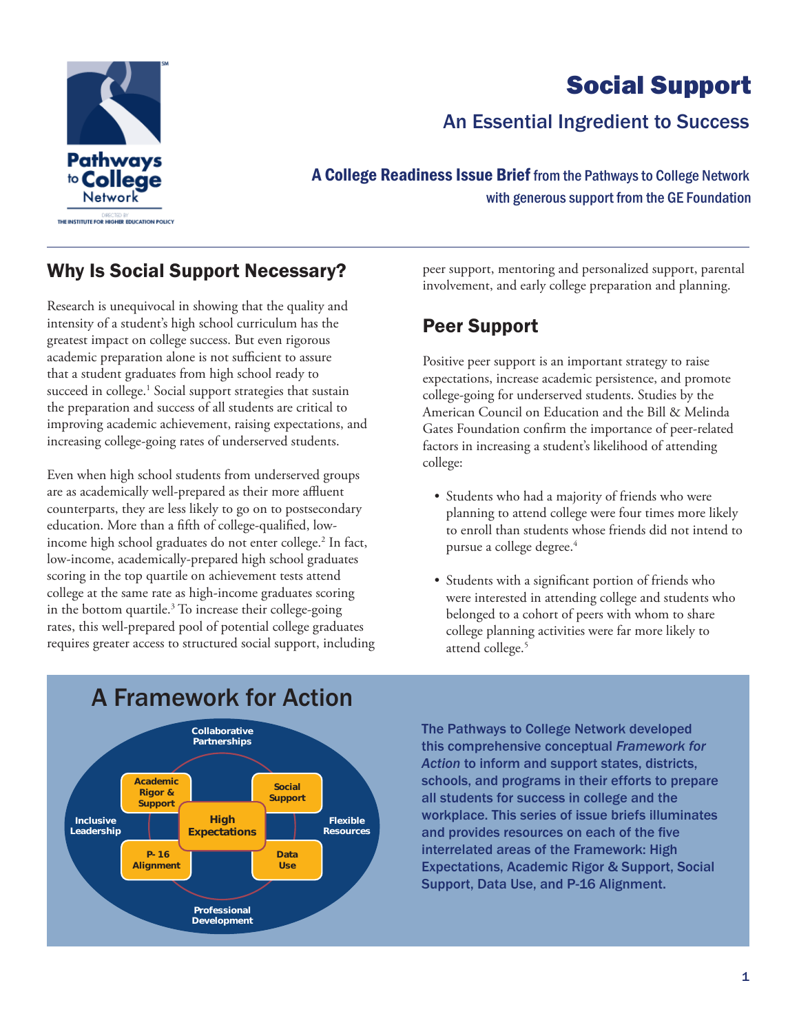# Social Support

## An Essential Ingredient to Success

**A College Readiness Issue Brief** from the Pathways to College Network with generous support from the GE Foundation

## Why Is Social Support Necessary?

Research is unequivocal in showing that the quality and intensity of a student's high school curriculum has the greatest impact on college success. But even rigorous academic preparation alone is not sufficient to assure that a student graduates from high school ready to succeed in college.[1] Social support strategies that sustain the preparation and success of all students are critical to improving academic achievement, raising expectations, and increasing college-going rates of underserved students.

Even when high school students from underserved groups are as academically well-prepared as their more affluent counterparts, they are less likely to go on to postsecondary education. More than a fifth of college-qualified, low-income high school graduates do not enter college.[2] In fact, low-income, academically-prepared high school graduates scoring in the top quartile on achievement tests attend college at the same rate as high-income graduates scoring in the bottom quartile.[3] To increase their college-going rates, this well-prepared pool of potential college graduates requires greater access to structured social support, including peer support, mentoring and personalized support, parental involvement, and early college preparation and planning.

## Peer Support

Positive peer support is an important strategy to raise expectations, increase academic persistence, and promote college-going for underserved students. Studies by the American Council on Education and the Bill & Melinda Gates Foundation confirm the importance of peer-related factors in increasing a student's likelihood of attending college:

- Students who had a majority of friends who were planning to attend college were four times more likely to enroll than students whose friends did not intend to pursue a college degree.[4]
- Students with a significant portion of friends who were interested in attending college and students who belonged to a cohort of peers with whom to share college planning activities were far more likely to attend college.[5]

## A Framework for Action

The Pathways to College Network developed this comprehensive conceptual *Framework for Action* to inform and support states, districts, schools, and programs in their efforts to prepare all students for success in college and the workplace. This series of issue briefs illuminates and provides resources on each of the five interrelated areas of the Framework: High Expectations, Academic Rigor & Support, Social Support, Data Use, and P-16 Alignment.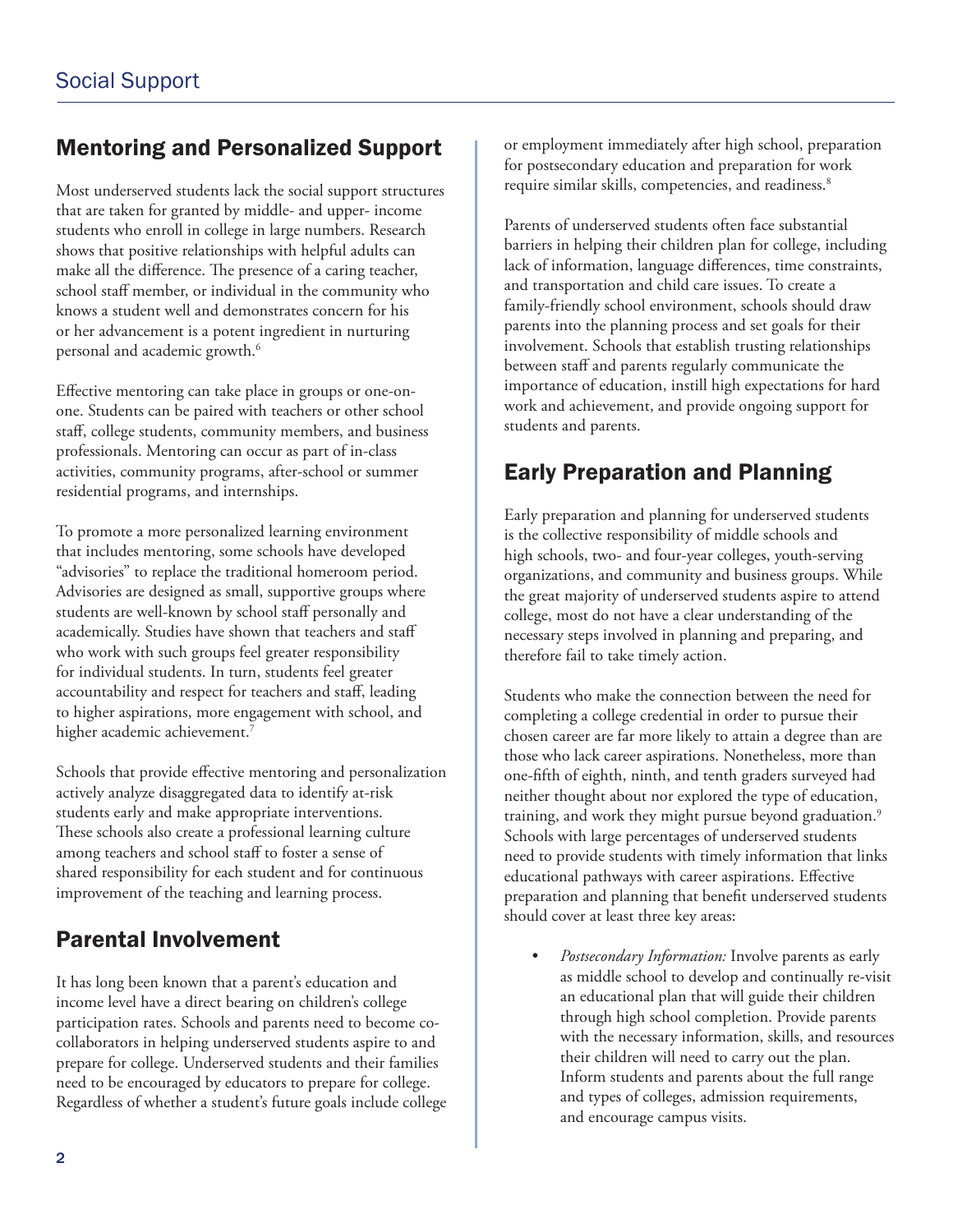## Mentoring and Personalized Support

Most underserved students lack the social support structures that are taken for granted by middle- and upper- income students who enroll in college in large numbers. Research shows that positive relationships with helpful adults can make all the difference. The presence of a caring teacher, school staff member, or individual in the community who knows a student well and demonstrates concern for his or her advancement is a potent ingredient in nurturing personal and academic growth.[6]

Effective mentoring can take place in groups or one-on-one. Students can be paired with teachers or other school staff, college students, community members, and business professionals. Mentoring can occur as part of in-class activities, community programs, after-school or summer residential programs, and internships.

To promote a more personalized learning environment that includes mentoring, some schools have developed "advisories" to replace the traditional homeroom period. Advisories are designed as small, supportive groups where students are well-known by school staff personally and academically. Studies have shown that teachers and staff who work with such groups feel greater responsibility for individual students. In turn, students feel greater accountability and respect for teachers and staff, leading to higher aspirations, more engagement with school, and higher academic achievement.[7]

Schools that provide effective mentoring and personalization actively analyze disaggregated data to identify at-risk students early and make appropriate interventions. These schools also create a professional learning culture among teachers and school staff to foster a sense of shared responsibility for each student and for continuous improvement of the teaching and learning process.

## Parental Involvement

It has long been known that a parent's education and income level have a direct bearing on children's college participation rates. Schools and parents need to become co-collaborators in helping underserved students aspire to and prepare for college. Underserved students and their families need to be encouraged by educators to prepare for college. Regardless of whether a student's future goals include college or employment immediately after high school, preparation for postsecondary education and preparation for work require similar skills, competencies, and readiness.[8]

Parents of underserved students often face substantial barriers in helping their children plan for college, including lack of information, language differences, time constraints, and transportation and child care issues. To create a family-friendly school environment, schools should draw parents into the planning process and set goals for their involvement. Schools that establish trusting relationships between staff and parents regularly communicate the importance of education, instill high expectations for hard work and achievement, and provide ongoing support for students and parents.

## Early Preparation and Planning

Early preparation and planning for underserved students is the collective responsibility of middle schools and high schools, two- and four-year colleges, youth-serving organizations, and community and business groups. While the great majority of underserved students aspire to attend college, most do not have a clear understanding of the necessary steps involved in planning and preparing, and therefore fail to take timely action.

Students who make the connection between the need for completing a college credential in order to pursue their chosen career are far more likely to attain a degree than are those who lack career aspirations. Nonetheless, more than one-fifth of eighth, ninth, and tenth graders surveyed had neither thought about nor explored the type of education, training, and work they might pursue beyond graduation.[9] Schools with large percentages of underserved students need to provide students with timely information that links educational pathways with career aspirations. Effective preparation and planning that benefit underserved students should cover at least three key areas:

- *Postsecondary Information:* Involve parents as early as middle school to develop and continually re-visit an educational plan that will guide their children through high school completion. Provide parents with the necessary information, skills, and resources their children will need to carry out the plan. Inform students and parents about the full range and types of colleges, admission requirements, and encourage campus visits.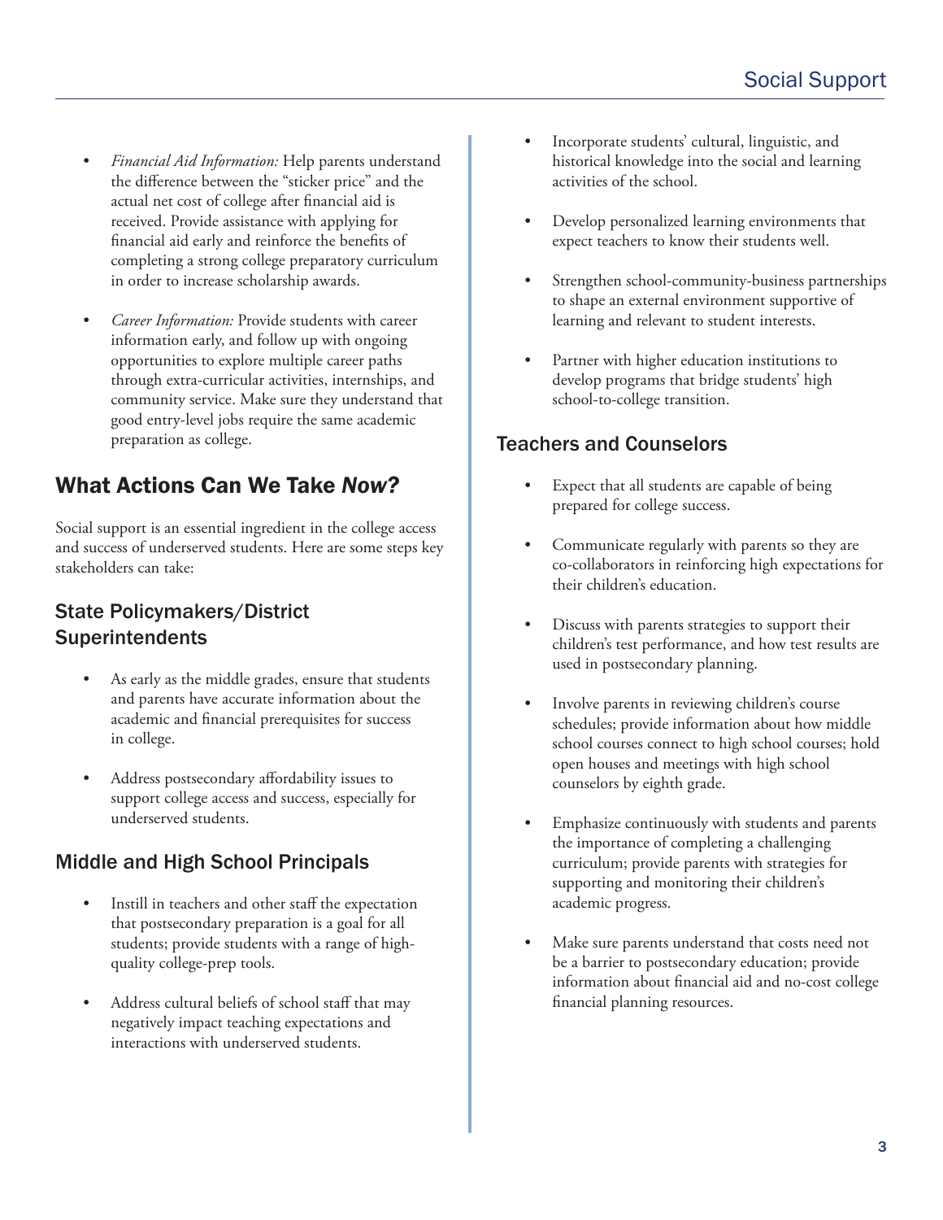- *Financial Aid Information:* Help parents understand the difference between the "sticker price" and the actual net cost of college after financial aid is received. Provide assistance with applying for financial aid early and reinforce the benefits of completing a strong college preparatory curriculum in order to increase scholarship awards.

- *Career Information:* Provide students with career information early, and follow up with ongoing opportunities to explore multiple career paths through extra-curricular activities, internships, and community service. Make sure they understand that good entry-level jobs require the same academic preparation as college.

## What Actions Can We Take *Now?*

Social support is an essential ingredient in the college access and success of underserved students. Here are some steps key stakeholders can take:

### State Policymakers/District Superintendents

- As early as the middle grades, ensure that students and parents have accurate information about the academic and financial prerequisites for success in college.

- Address postsecondary affordability issues to support college access and success, especially for underserved students.

### Middle and High School Principals

- Instill in teachers and other staff the expectation that postsecondary preparation is a goal for all students; provide students with a range of high-quality college-prep tools.

- Address cultural beliefs of school staff that may negatively impact teaching expectations and interactions with underserved students.

- Incorporate students' cultural, linguistic, and historical knowledge into the social and learning activities of the school.

- Develop personalized learning environments that expect teachers to know their students well.

- Strengthen school-community-business partnerships to shape an external environment supportive of learning and relevant to student interests.

- Partner with higher education institutions to develop programs that bridge students' high school-to-college transition.

### Teachers and Counselors

- Expect that all students are capable of being prepared for college success.

- Communicate regularly with parents so they are co-collaborators in reinforcing high expectations for their children's education.

- Discuss with parents strategies to support their children's test performance, and how test results are used in postsecondary planning.

- Involve parents in reviewing children's course schedules; provide information about how middle school courses connect to high school courses; hold open houses and meetings with high school counselors by eighth grade.

- Emphasize continuously with students and parents the importance of completing a challenging curriculum; provide parents with strategies for supporting and monitoring their children's academic progress.

- Make sure parents understand that costs need not be a barrier to postsecondary education; provide information about financial aid and no-cost college financial planning resources.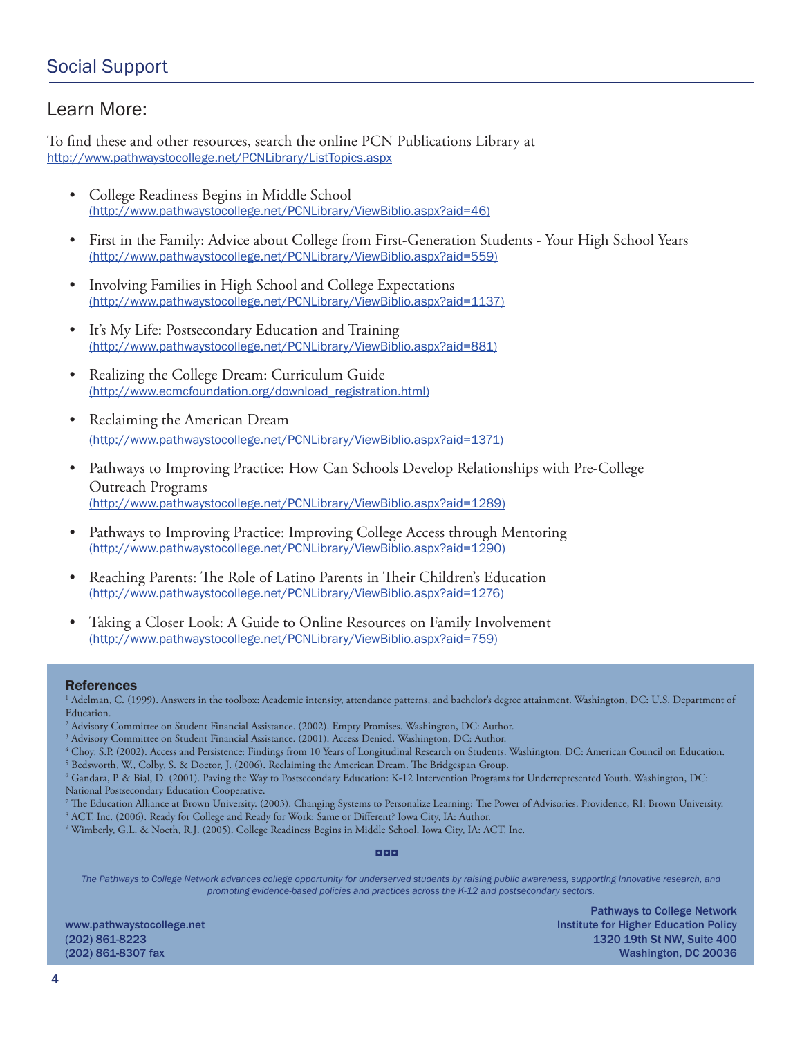## Social Support

### Learn More:

To find these and other resources, search the online PCN Publications Library at http://www.pathwaystocollege.net/PCNLibrary/ListTopics.aspx

- College Readiness Begins in Middle School
  (http://www.pathwaystocollege.net/PCNLibrary/ViewBiblio.aspx?aid=46)
- First in the Family: Advice about College from First-Generation Students - Your High School Years
  (http://www.pathwaystocollege.net/PCNLibrary/ViewBiblio.aspx?aid=559)
- Involving Families in High School and College Expectations
  (http://www.pathwaystocollege.net/PCNLibrary/ViewBiblio.aspx?aid=1137)
- It's My Life: Postsecondary Education and Training
  (http://www.pathwaystocollege.net/PCNLibrary/ViewBiblio.aspx?aid=881)
- Realizing the College Dream: Curriculum Guide
  (http://www.ecmcfoundation.org/download_registration.html)
- Reclaiming the American Dream
  (http://www.pathwaystocollege.net/PCNLibrary/ViewBiblio.aspx?aid=1371)
- Pathways to Improving Practice: How Can Schools Develop Relationships with Pre-College Outreach Programs
  (http://www.pathwaystocollege.net/PCNLibrary/ViewBiblio.aspx?aid=1289)
- Pathways to Improving Practice: Improving College Access through Mentoring
  (http://www.pathwaystocollege.net/PCNLibrary/ViewBiblio.aspx?aid=1290)
- Reaching Parents: The Role of Latino Parents in Their Children's Education
  (http://www.pathwaystocollege.net/PCNLibrary/ViewBiblio.aspx?aid=1276)
- Taking a Closer Look: A Guide to Online Resources on Family Involvement
  (http://www.pathwaystocollege.net/PCNLibrary/ViewBiblio.aspx?aid=759)

**References**

[1] Adelman, C. (1999). Answers in the toolbox: Academic intensity, attendance patterns, and bachelor's degree attainment. Washington, DC: U.S. Department of Education.
[2] Advisory Committee on Student Financial Assistance. (2002). Empty Promises. Washington, DC: Author.
[3] Advisory Committee on Student Financial Assistance. (2001). Access Denied. Washington, DC: Author.
[4] Choy, S.P. (2002). Access and Persistence: Findings from 10 Years of Longitudinal Research on Students. Washington, DC: American Council on Education.
[5] Bedsworth, W., Colby, S. & Doctor, J. (2006). Reclaiming the American Dream. The Bridgespan Group.
[6] Gandara, P. & Bial, D. (2001). Paving the Way to Postsecondary Education: K-12 Intervention Programs for Underrepresented Youth. Washington, DC: National Postsecondary Education Cooperative.
[7] The Education Alliance at Brown University. (2003). Changing Systems to Personalize Learning: The Power of Advisories. Providence, RI: Brown University.
[8] ACT, Inc. (2006). Ready for College and Ready for Work: Same or Different? Iowa City, IA: Author.
[9] Wimberly, G.L. & Noeth, R.J. (2005). College Readiness Begins in Middle School. Iowa City, IA: ACT, Inc.

*The Pathways to College Network advances college opportunity for underserved students by raising public awareness, supporting innovative research, and promoting evidence-based policies and practices across the K-12 and postsecondary sectors.*

**www.pathwaystocollege.net**
**(202) 861-8223**
**(202) 861-8307 fax**

**Pathways to College Network**
**Institute for Higher Education Policy**
**1320 19th St NW, Suite 400**
**Washington, DC 20036**